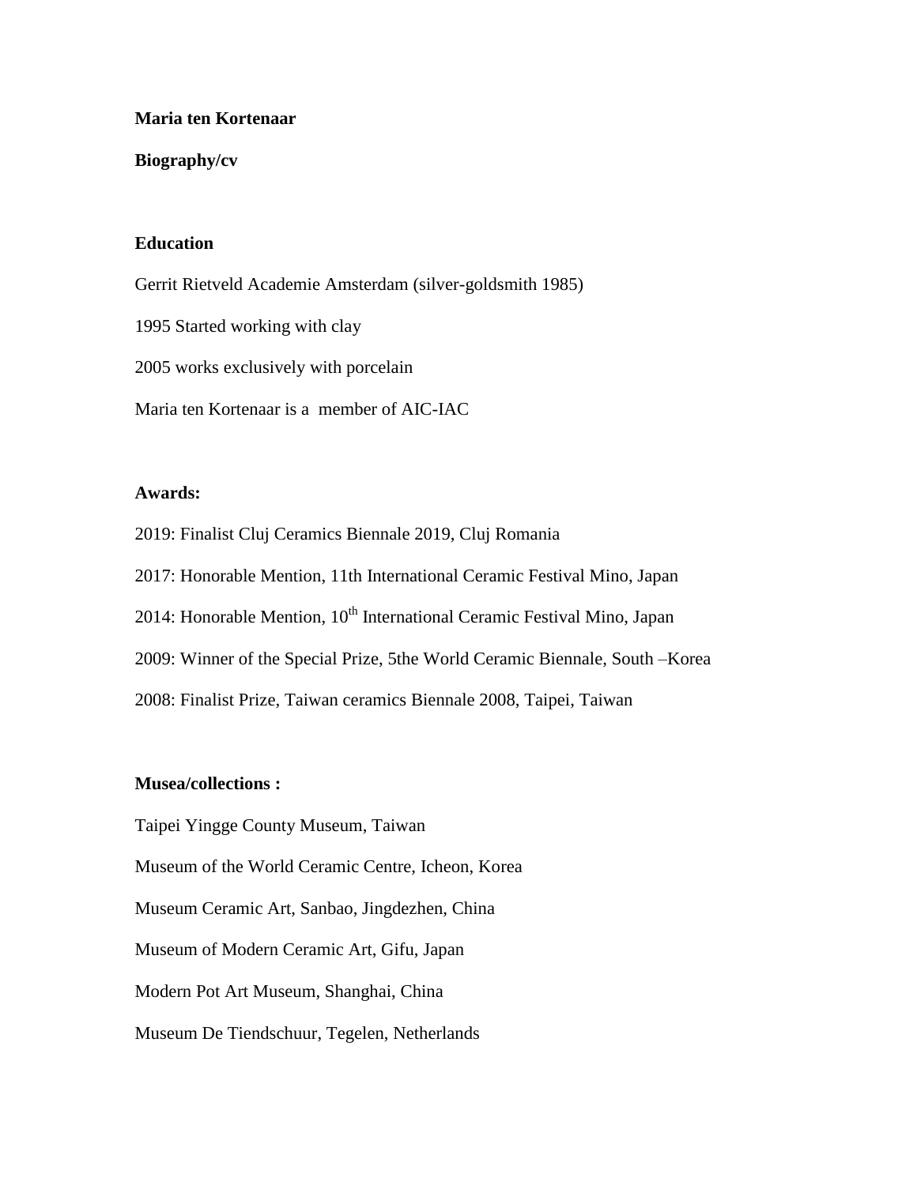**Maria ten Kortenaar**

**Biography/cv**

**Education**

Gerrit Rietveld Academie Amsterdam (silver-goldsmith 1985)

1995 Started working with clay

2005 works exclusively with porcelain

Maria ten Kortenaar is a member of AIC-IAC

**Awards:**

2019: Finalist Cluj Ceramics Biennale 2019, Cluj Romania

2017: Honorable Mention, 11th International Ceramic Festival Mino, Japan

2014: Honorable Mention, 10th International Ceramic Festival Mino, Japan

2009: Winner of the Special Prize, 5the World Ceramic Biennale, South –Korea

2008: Finalist Prize, Taiwan ceramics Biennale 2008, Taipei, Taiwan

**Musea/collections :**

Taipei Yingge County Museum, Taiwan

Museum of the World Ceramic Centre, Icheon, Korea

Museum Ceramic Art, Sanbao, Jingdezhen, China

Museum of Modern Ceramic Art, Gifu, Japan

Modern Pot Art Museum, Shanghai, China

Museum De Tiendschuur, Tegelen, Netherlands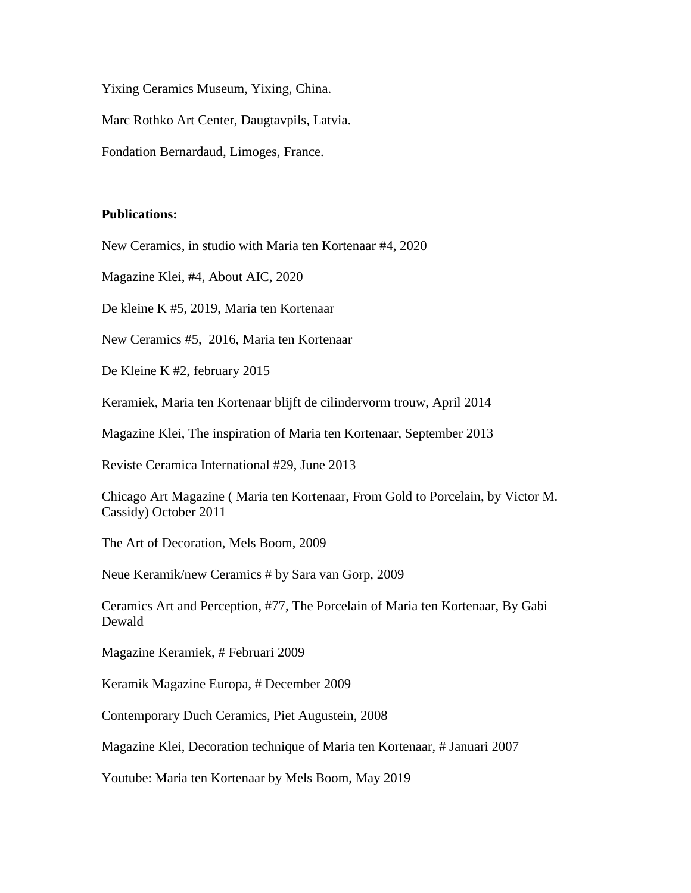Yixing Ceramics Museum, Yixing, China.

Marc Rothko Art Center, Daugtavpils, Latvia.

Fondation Bernardaud, Limoges, France.

**Publications:**

New Ceramics, in studio with Maria ten Kortenaar #4, 2020

Magazine Klei, #4, About AIC, 2020

De kleine K #5, 2019, Maria ten Kortenaar

New Ceramics #5, 2016, Maria ten Kortenaar

De Kleine K #2, february 2015

Keramiek, Maria ten Kortenaar blijft de cilindervorm trouw, April 2014

Magazine Klei, The inspiration of Maria ten Kortenaar, September 2013

Reviste Ceramica International #29, June 2013

Chicago Art Magazine ( Maria ten Kortenaar, From Gold to Porcelain, by Victor M. Cassidy) October 2011

The Art of Decoration, Mels Boom, 2009

Neue Keramik/new Ceramics # by Sara van Gorp, 2009

Ceramics Art and Perception, #77, The Porcelain of Maria ten Kortenaar, By Gabi Dewald

Magazine Keramiek, # Februari 2009

Keramik Magazine Europa, # December 2009

Contemporary Duch Ceramics, Piet Augustein, 2008

Magazine Klei, Decoration technique of Maria ten Kortenaar, # Januari 2007

Youtube: Maria ten Kortenaar by Mels Boom, May 2019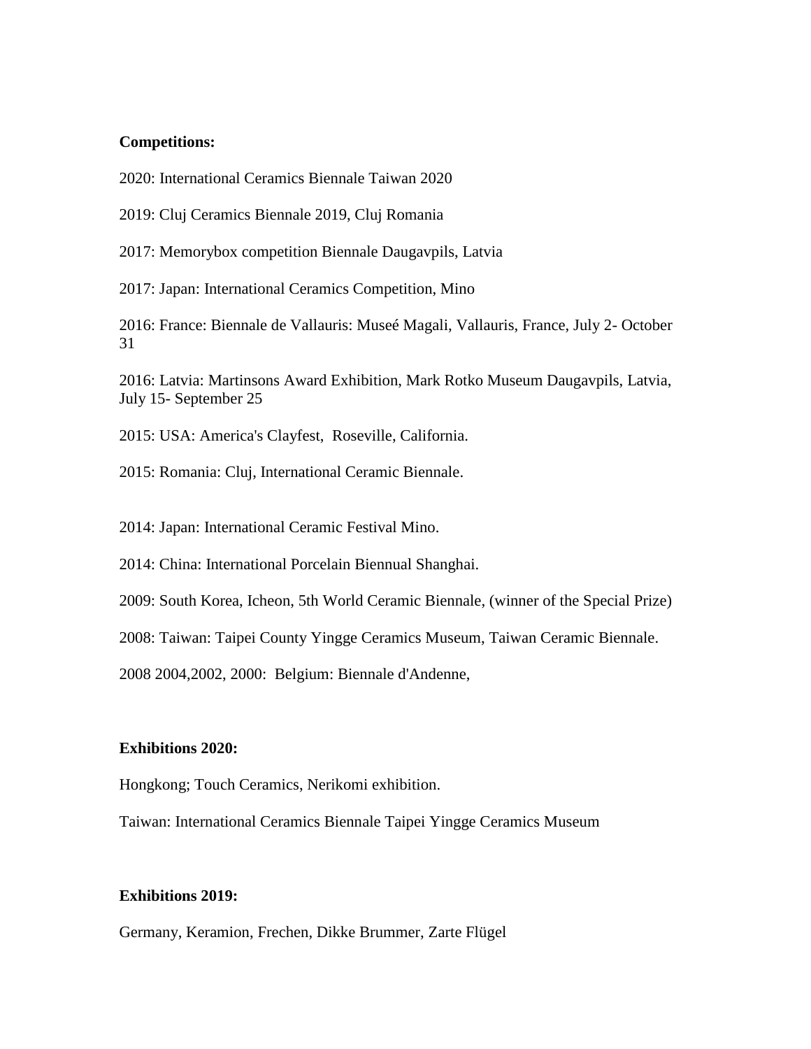**Competitions:**

2020: International Ceramics Biennale Taiwan 2020

2019: Cluj Ceramics Biennale 2019, Cluj Romania

2017: Memorybox competition Biennale Daugavpils, Latvia

2017: Japan: International Ceramics Competition, Mino

2016: France: Biennale de Vallauris: Museé Magali, Vallauris, France, July 2- October 31

2016: Latvia: Martinsons Award Exhibition, Mark Rotko Museum Daugavpils, Latvia, July 15- September 25

2015: USA: America's Clayfest, Roseville, California.

2015: Romania: Cluj, International Ceramic Biennale.

2014: Japan: International Ceramic Festival Mino.

2014: China: International Porcelain Biennual Shanghai.

2009: South Korea, Icheon, 5th World Ceramic Biennale, (winner of the Special Prize)

2008: Taiwan: Taipei County Yingge Ceramics Museum, Taiwan Ceramic Biennale.

2008 2004,2002, 2000: Belgium: Biennale d'Andenne,

**Exhibitions 2020:**

Hongkong; Touch Ceramics, Nerikomi exhibition.

Taiwan: International Ceramics Biennale Taipei Yingge Ceramics Museum

**Exhibitions 2019:**

Germany, Keramion, Frechen, Dikke Brummer, Zarte Flügel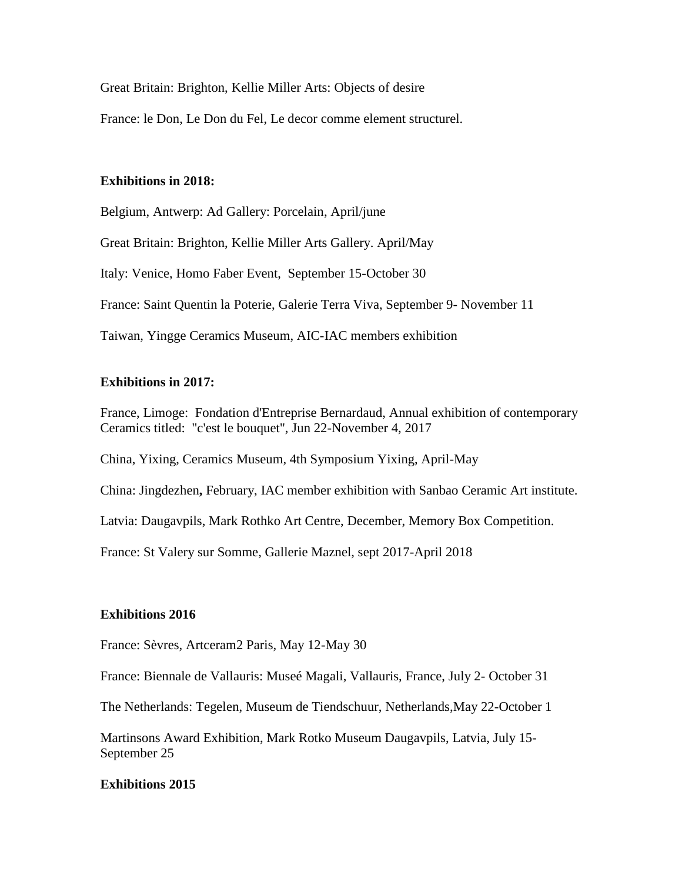Great Britain: Brighton, Kellie Miller Arts: Objects of desire

France: le Don, Le Don du Fel, Le decor comme element structurel.

**Exhibitions in 2018:**

Belgium, Antwerp: Ad Gallery: Porcelain, April/june

Great Britain: Brighton, Kellie Miller Arts Gallery. April/May

Italy: Venice, Homo Faber Event, September 15-October 30

France: Saint Quentin la Poterie, Galerie Terra Viva, September 9- November 11

Taiwan, Yingge Ceramics Museum, AIC-IAC members exhibition

**Exhibitions in 2017:**

France, Limoge: Fondation d'Entreprise Bernardaud, Annual exhibition of contemporary Ceramics titled: "c'est le bouquet", Jun 22-November 4, 2017

China, Yixing, Ceramics Museum, 4th Symposium Yixing, April-May

China: Jingdezhen**,** February, IAC member exhibition with Sanbao Ceramic Art institute.

Latvia: Daugavpils, Mark Rothko Art Centre, December, Memory Box Competition.

France: St Valery sur Somme, Gallerie Maznel, sept 2017-April 2018

**Exhibitions 2016**

France: Sèvres, Artceram2 Paris, May 12-May 30

France: Biennale de Vallauris: Museé Magali, Vallauris, France, July 2- October 31

The Netherlands: Tegelen, Museum de Tiendschuur, Netherlands,May 22-October 1

Martinsons Award Exhibition, Mark Rotko Museum Daugavpils, Latvia, July 15-September 25

**Exhibitions 2015**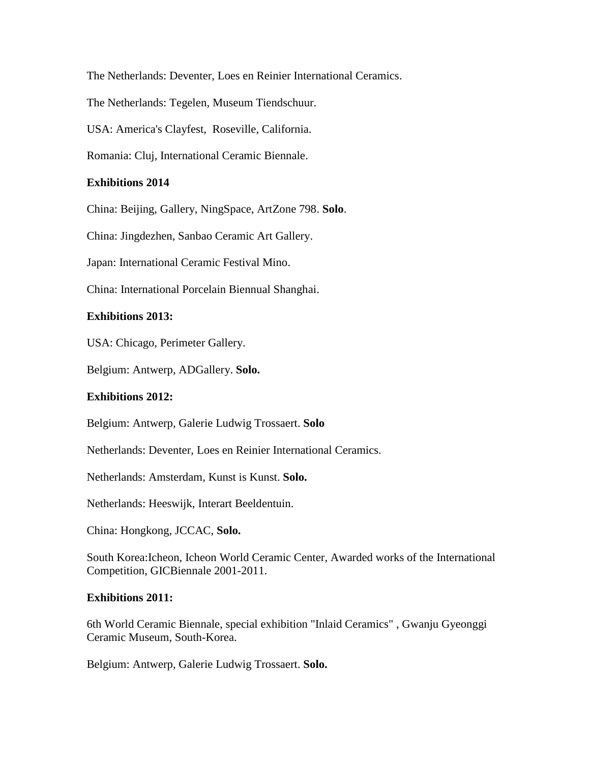The Netherlands: Deventer, Loes en Reinier International Ceramics.

The Netherlands: Tegelen, Museum Tiendschuur.

USA: America's Clayfest, Roseville, California.

Romania: Cluj, International Ceramic Biennale.

**Exhibitions 2014**

China: Beijing, Gallery, NingSpace, ArtZone 798. **Solo**.

China: Jingdezhen, Sanbao Ceramic Art Gallery.

Japan: International Ceramic Festival Mino.

China: International Porcelain Biennual Shanghai.

**Exhibitions 2013:**

USA: Chicago, Perimeter Gallery.

Belgium: Antwerp, ADGallery. **Solo.**

**Exhibitions 2012:**

Belgium: Antwerp, Galerie Ludwig Trossaert. **Solo**

Netherlands: Deventer, Loes en Reinier International Ceramics.

Netherlands: Amsterdam, Kunst is Kunst. **Solo.**

Netherlands: Heeswijk, Interart Beeldentuin.

China: Hongkong, JCCAC, **Solo.**

South Korea:Icheon, Icheon World Ceramic Center, Awarded works of the International Competition, GICBiennale 2001-2011.

**Exhibitions 2011:**

6th World Ceramic Biennale, special exhibition "Inlaid Ceramics" , Gwanju Gyeonggi Ceramic Museum, South-Korea.

Belgium: Antwerp, Galerie Ludwig Trossaert. **Solo.**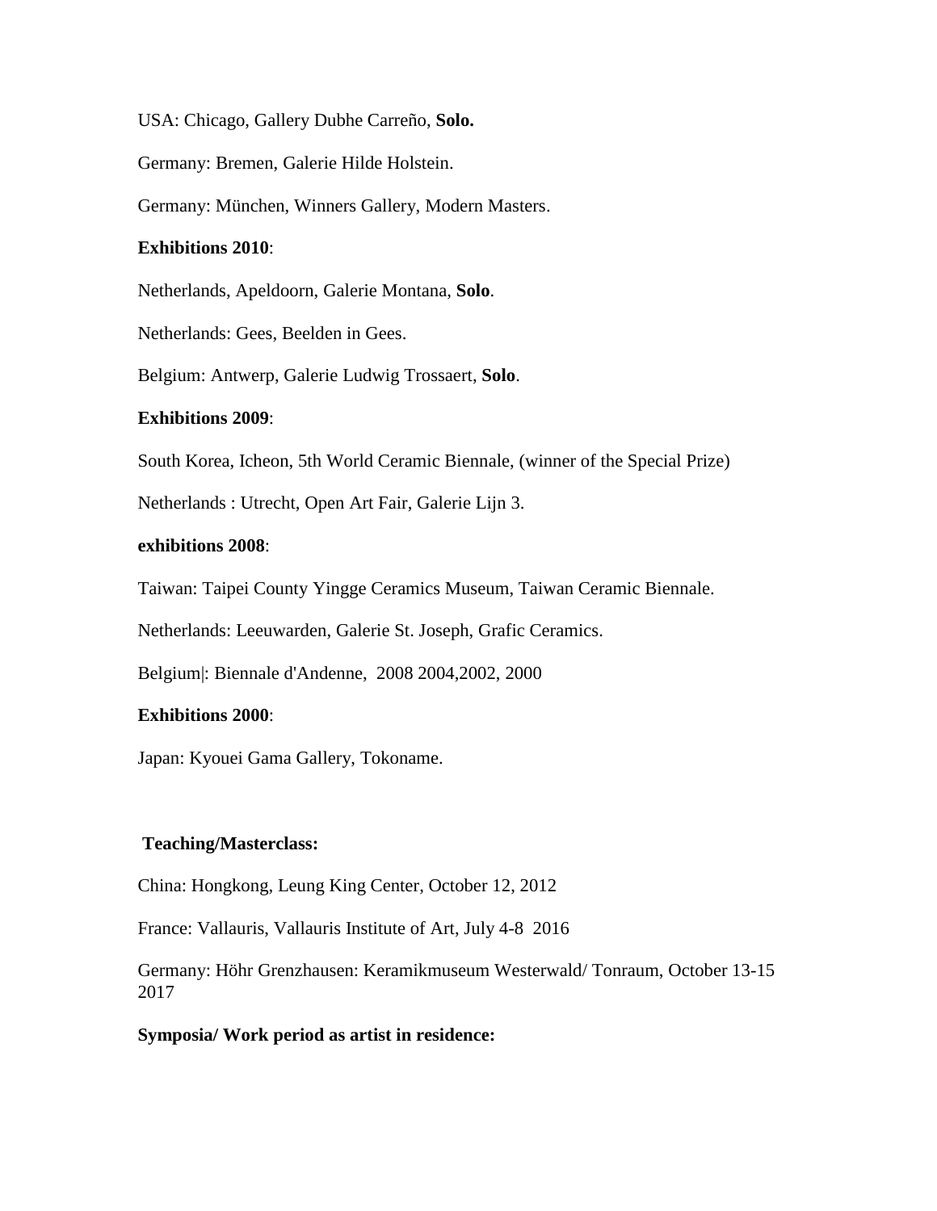USA: Chicago, Gallery Dubhe Carreño, **Solo.**

Germany: Bremen, Galerie Hilde Holstein.

Germany: München, Winners Gallery, Modern Masters.

**Exhibitions 2010**:

Netherlands, Apeldoorn, Galerie Montana, **Solo**.

Netherlands: Gees, Beelden in Gees.

Belgium: Antwerp, Galerie Ludwig Trossaert, **Solo**.

**Exhibitions 2009**:

South Korea, Icheon, 5th World Ceramic Biennale, (winner of the Special Prize)

Netherlands : Utrecht, Open Art Fair, Galerie Lijn 3.

**exhibitions 2008**:

Taiwan: Taipei County Yingge Ceramics Museum, Taiwan Ceramic Biennale.

Netherlands: Leeuwarden, Galerie St. Joseph, Grafic Ceramics.

Belgium|: Biennale d'Andenne, 2008 2004,2002, 2000

**Exhibitions 2000**:

Japan: Kyouei Gama Gallery, Tokoname.

**Teaching/Masterclass:**

China: Hongkong, Leung King Center, October 12, 2012

France: Vallauris, Vallauris Institute of Art, July 4-8 2016

Germany: Höhr Grenzhausen: Keramikmuseum Westerwald/ Tonraum, October 13-15 2017

**Symposia/ Work period as artist in residence:**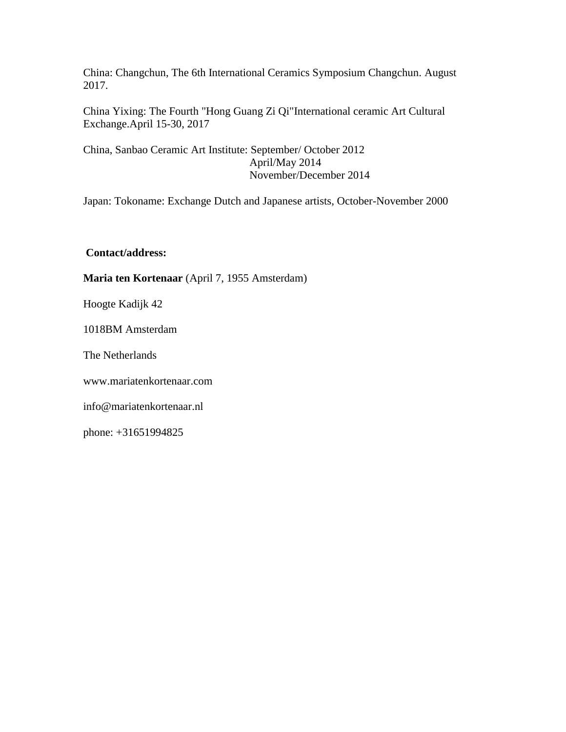China: Changchun, The 6th International Ceramics Symposium Changchun. August 2017.

China Yixing: The Fourth "Hong Guang Zi Qi"International ceramic Art Cultural Exchange.April 15-30, 2017

China, Sanbao Ceramic Art Institute: September/ October 2012
April/May 2014
November/December 2014

Japan: Tokoname: Exchange Dutch and Japanese artists, October-November 2000

**Contact/address:**

**Maria ten Kortenaar** (April 7, 1955 Amsterdam)

Hoogte Kadijk 42

1018BM Amsterdam

The Netherlands

www.mariatenkortenaar.com

info@mariatenkortenaar.nl

phone: +31651994825